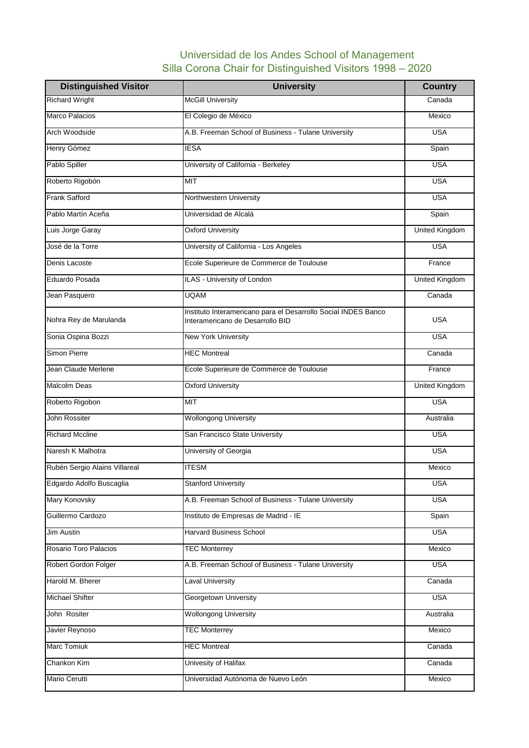# Universidad de los Andes School of Management
## Silla Corona Chair for Distinguished Visitors 1998 – 2020

| Distinguished Visitor | University | Country |
|---|---|---|
| Richard Wright | McGill University | Canada |
| Marco Palacios | El Colegio de México | Mexico |
| Arch Woodside | A.B. Freeman School of Business - Tulane University | USA |
| Henry Gómez | IESA | Spain |
| Pablo Spiller | University of California - Berkeley | USA |
| Roberto Rigobón | MIT | USA |
| Frank Safford | Northwestern University | USA |
| Pablo Martín Aceña | Universidad de Alcalá | Spain |
| Luis Jorge Garay | Oxford University | United Kingdom |
| José de la Torre | University of California - Los Angeles | USA |
| Denis Lacoste | Ecole Superieure de Commerce de Toulouse | France |
| Eduardo Posada | ILAS - University of London | United Kingdom |
| Jean Pasquero | UQAM | Canada |
| Nohra Rey de Marulanda | Instituto Interamericano para el Desarrollo Social INDES Banco Interamericano de Desarrollo BID | USA |
| Sonia Ospina Bozzi | New York University | USA |
| Simon Pierre | HEC Montreal | Canada |
| Jean Claude Merlene | Ecole Superieure de Commerce de Toulouse | France |
| Malcolm Deas | Oxford University | United Kingdom |
| Roberto Rigobon | MIT | USA |
| John Rossiter | Wollongong University | Australia |
| Richard Mccline | San Francisco State University | USA |
| Naresh K Malhotra | University of Georgia | USA |
| Rubén Sergio Alains Villareal | ITESM | Mexico |
| Edgardo Adolfo Buscaglia | Stanford University | USA |
| Mary Konovsky | A.B. Freeman School of Business - Tulane University | USA |
| Guillermo Cardozo | Instituto de Empresas de Madrid - IE | Spain |
| Jim Austin | Harvard Business School | USA |
| Rosario Toro Palacios | TEC Monterrey | Mexico |
| Robert Gordon Folger | A.B. Freeman School of Business - Tulane University | USA |
| Harold M. Bherer | Laval University | Canada |
| Michael Shifter | Georgetown University | USA |
| John Rositer | Wollongong University | Australia |
| Javier Reynoso | TEC Monterrey | Mexico |
| Marc Tomiuk | HEC Montreal | Canada |
| Chankon Kim | Univesity of Halifax | Canada |
| Mario Cerutti | Universidad Autónoma de Nuevo León | Mexico |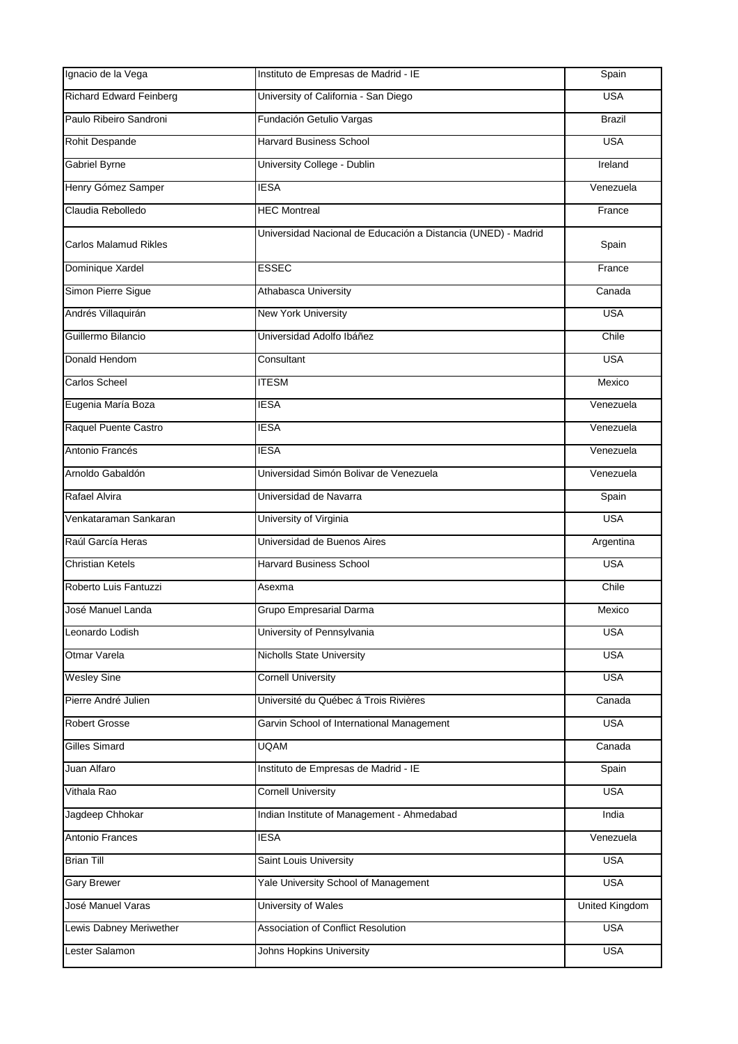| Ignacio de la Vega | Instituto de Empresas de Madrid - IE | Spain |
|---|---|---|
| Richard Edward Feinberg | University of California - San Diego | USA |
| Paulo Ribeiro Sandroni | Fundación Getulio Vargas | Brazil |
| Rohit Despande | Harvard Business School | USA |
| Gabriel Byrne | University College - Dublin | Ireland |
| Henry Gómez Samper | IESA | Venezuela |
| Claudia Rebolledo | HEC Montreal | France |
| Carlos Malamud Rikles | Universidad Nacional de Educación a Distancia (UNED) - Madrid | Spain |
| Dominique Xardel | ESSEC | France |
| Simon Pierre Sigue | Athabasca University | Canada |
| Andrés Villaquirán | New York University | USA |
| Guillermo Bilancio | Universidad Adolfo Ibáñez | Chile |
| Donald Hendom | Consultant | USA |
| Carlos Scheel | ITESM | Mexico |
| Eugenia María Boza | IESA | Venezuela |
| Raquel Puente Castro | IESA | Venezuela |
| Antonio Francés | IESA | Venezuela |
| Arnoldo Gabaldón | Universidad Simón Bolivar de Venezuela | Venezuela |
| Rafael Alvira | Universidad de Navarra | Spain |
| Venkataraman Sankaran | University of Virginia | USA |
| Raúl García Heras | Universidad de Buenos Aires | Argentina |
| Christian Ketels | Harvard Business School | USA |
| Roberto Luis Fantuzzi | Asexma | Chile |
| José Manuel Landa | Grupo Empresarial Darma | Mexico |
| Leonardo Lodish | University of Pennsylvania | USA |
| Otmar Varela | Nicholls State University | USA |
| Wesley Sine | Cornell University | USA |
| Pierre André Julien | Université du Québec á Trois Rivières | Canada |
| Robert Grosse | Garvin School of International Management | USA |
| Gilles Simard | UQAM | Canada |
| Juan Alfaro | Instituto de Empresas de Madrid - IE | Spain |
| Vithala Rao | Cornell University | USA |
| Jagdeep Chhokar | Indian Institute of Management - Ahmedabad | India |
| Antonio Frances | IESA | Venezuela |
| Brian Till | Saint Louis University | USA |
| Gary Brewer | Yale University School of Management | USA |
| José Manuel Varas | University of Wales | United Kingdom |
| Lewis Dabney Meriwether | Association of Conflict Resolution | USA |
| Lester Salamon | Johns Hopkins University | USA |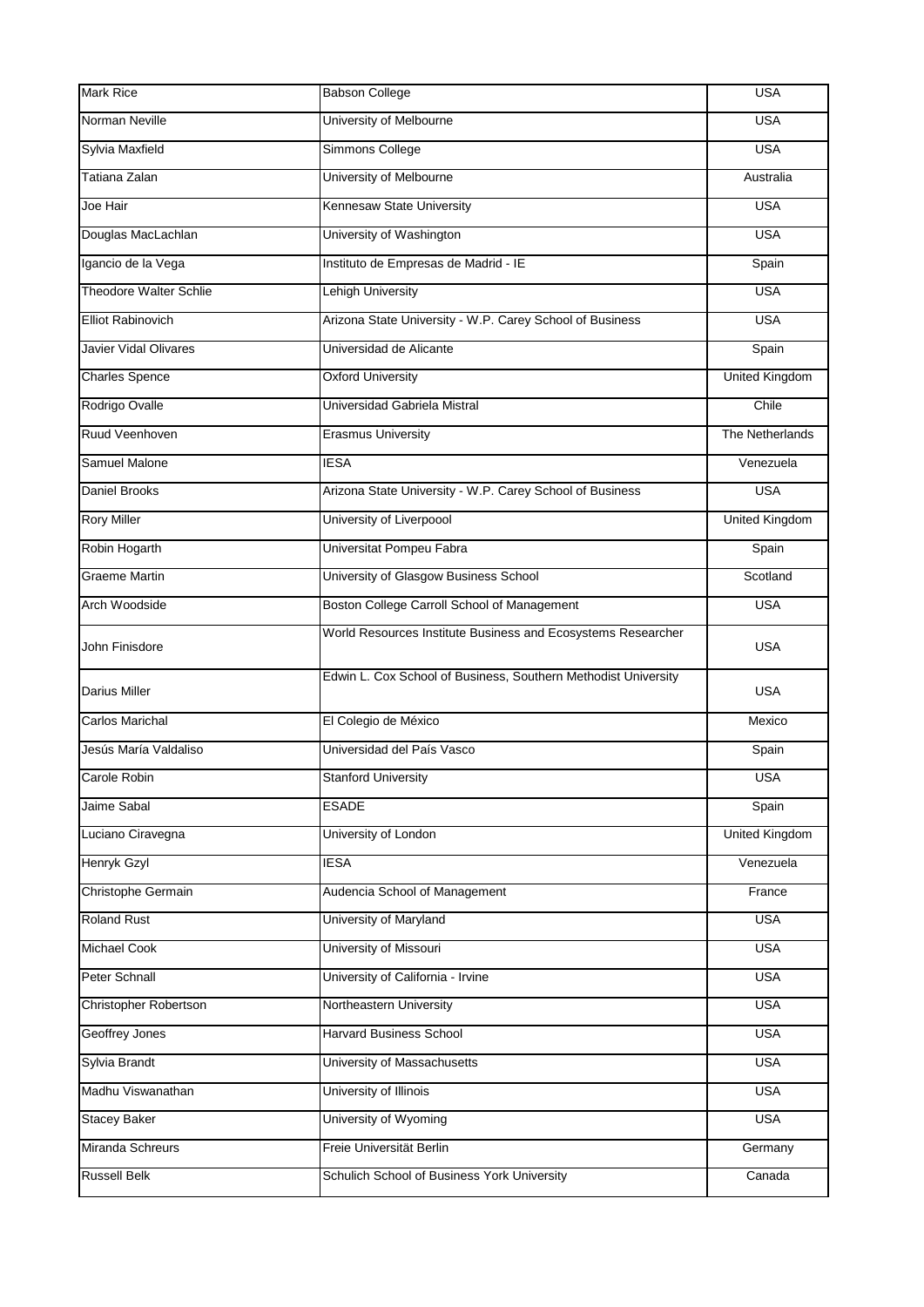| Mark Rice | Babson College | USA |
|---|---|---|
| Norman Neville | University of Melbourne | USA |
| Sylvia Maxfield | Simmons College | USA |
| Tatiana Zalan | University of Melbourne | Australia |
| Joe Hair | Kennesaw State University | USA |
| Douglas MacLachlan | University of Washington | USA |
| Igancio de la Vega | Instituto de Empresas de Madrid - IE | Spain |
| Theodore Walter Schlie | Lehigh University | USA |
| Elliot Rabinovich | Arizona State University - W.P. Carey School of Business | USA |
| Javier Vidal Olivares | Universidad de Alicante | Spain |
| Charles Spence | Oxford University | United Kingdom |
| Rodrigo Ovalle | Universidad Gabriela Mistral | Chile |
| Ruud Veenhoven | Erasmus University | The Netherlands |
| Samuel Malone | IESA | Venezuela |
| Daniel Brooks | Arizona State University - W.P. Carey School of Business | USA |
| Rory Miller | University of Liverpoool | United Kingdom |
| Robin Hogarth | Universitat Pompeu Fabra | Spain |
| Graeme Martin | University of Glasgow Business School | Scotland |
| Arch Woodside | Boston College Carroll School of Management | USA |
| John Finisdore | World Resources Institute Business and Ecosystems Researcher | USA |
| Darius Miller | Edwin L. Cox School of Business, Southern Methodist University | USA |
| Carlos Marichal | El Colegio de México | Mexico |
| Jesús María Valdaliso | Universidad del País Vasco | Spain |
| Carole Robin | Stanford University | USA |
| Jaime Sabal | ESADE | Spain |
| Luciano Ciravegna | University of London | United Kingdom |
| Henryk Gzyl | IESA | Venezuela |
| Christophe Germain | Audencia School of Management | France |
| Roland Rust | University of Maryland | USA |
| Michael Cook | University of Missouri | USA |
| Peter Schnall | University of California - Irvine | USA |
| Christopher Robertson | Northeastern University | USA |
| Geoffrey Jones | Harvard Business School | USA |
| Sylvia Brandt | University of Massachusetts | USA |
| Madhu Viswanathan | University of Illinois | USA |
| Stacey Baker | University of Wyoming | USA |
| Miranda Schreurs | Freie Universität Berlin | Germany |
| Russell Belk | Schulich School of Business York University | Canada |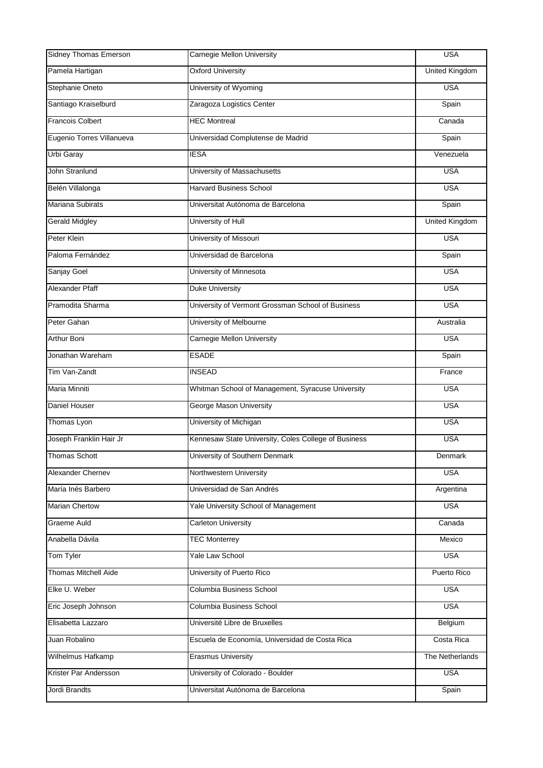| Sidney Thomas Emerson | Carnegie Mellon University | USA |
|---|---|---|
| Pamela Hartigan | Oxford University | United Kingdom |
| Stephanie Oneto | University of Wyoming | USA |
| Santiago Kraiselburd | Zaragoza Logistics Center | Spain |
| Francois Colbert | HEC Montreal | Canada |
| Eugenio Torres Villanueva | Universidad Complutense de Madrid | Spain |
| Urbi Garay | IESA | Venezuela |
| John Stranlund | University of Massachusetts | USA |
| Belén Villalonga | Harvard Business School | USA |
| Mariana Subirats | Universitat Autónoma de Barcelona | Spain |
| Gerald Midgley | University of Hull | United Kingdom |
| Peter Klein | University of Missouri | USA |
| Paloma Fernández | Universidad de Barcelona | Spain |
| Sanjay Goel | University of Minnesota | USA |
| Alexander Pfaff | Duke University | USA |
| Pramodita Sharma | University of Vermont Grossman School of Business | USA |
| Peter Gahan | University of Melbourne | Australia |
| Arthur Boni | Carnegie Mellon University | USA |
| Jonathan Wareham | ESADE | Spain |
| Tim Van-Zandt | INSEAD | France |
| Maria Minniti | Whitman School of Management, Syracuse University | USA |
| Daniel Houser | George Mason University | USA |
| Thomas Lyon | University of Michigan | USA |
| Joseph Franklin Hair Jr | Kennesaw State University, Coles College of Business | USA |
| Thomas Schott | University of Southern Denmark | Denmark |
| Alexander Chernev | Northwestern University | USA |
| María Inés Barbero | Universidad de San Andrés | Argentina |
| Marian Chertow | Yale University School of Management | USA |
| Graeme Auld | Carleton University | Canada |
| Anabella Dávila | TEC Monterrey | Mexico |
| Tom Tyler | Yale Law School | USA |
| Thomas Mitchell Aide | University of Puerto Rico | Puerto Rico |
| Elke U. Weber | Columbia Business School | USA |
| Eric Joseph Johnson | Columbia Business School | USA |
| Elisabetta Lazzaro | Université Libre de Bruxelles | Belgium |
| Juan Robalino | Escuela de Economía, Universidad de Costa Rica | Costa Rica |
| Wilhelmus Hafkamp | Erasmus University | The Netherlands |
| Krister Par Andersson | University of Colorado - Boulder | USA |
| Jordi Brandts | Universitat Autónoma de Barcelona | Spain |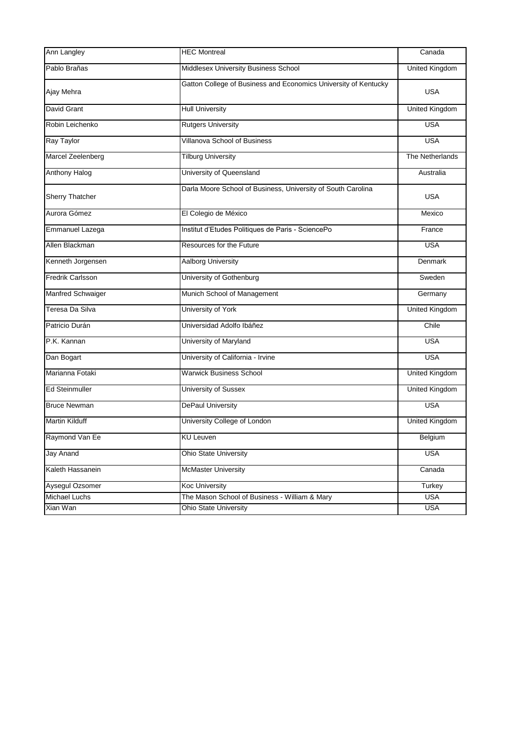| Ann Langley | HEC Montreal | Canada |
|---|---|---|
| Pablo Brañas | Middlesex University Business School | United Kingdom |
| Ajay Mehra | Gatton College of Business and Economics University of Kentucky | USA |
| David Grant | Hull University | United Kingdom |
| Robin Leichenko | Rutgers University | USA |
| Ray Taylor | Villanova School of Business | USA |
| Marcel Zeelenberg | Tilburg University | The Netherlands |
| Anthony Halog | University of Queensland | Australia |
| Sherry Thatcher | Darla Moore School of Business, University of South Carolina | USA |
| Aurora Gómez | El Colegio de México | Mexico |
| Emmanuel Lazega | Institut d'Etudes Politiques de Paris - SciencePo | France |
| Allen Blackman | Resources for the Future | USA |
| Kenneth Jorgensen | Aalborg University | Denmark |
| Fredrik Carlsson | University of Gothenburg | Sweden |
| Manfred Schwaiger | Munich School of Management | Germany |
| Teresa Da Silva | University of York | United Kingdom |
| Patricio Durán | Universidad Adolfo Ibáñez | Chile |
| P.K. Kannan | University of Maryland | USA |
| Dan Bogart | University of California - Irvine | USA |
| Marianna Fotaki | Warwick Business School | United Kingdom |
| Ed Steinmuller | University of Sussex | United Kingdom |
| Bruce Newman | DePaul University | USA |
| Martin Kilduff | University College of London | United Kingdom |
| Raymond Van Ee | KU Leuven | Belgium |
| Jay Anand | Ohio State University | USA |
| Kaleth Hassanein | McMaster University | Canada |
| Aysegul Ozsomer | Koc University | Turkey |
| Michael Luchs | The Mason School of Business - William & Mary | USA |
| Xian Wan | Ohio State University | USA |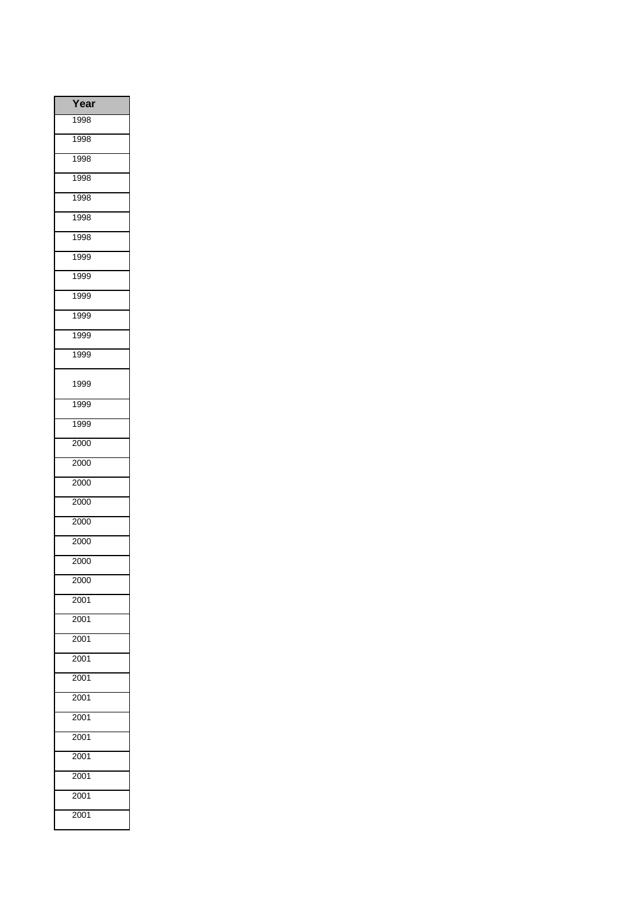| Year |
|---|
| 1998 |
| 1998 |
| 1998 |
| 1998 |
| 1998 |
| 1998 |
| 1998 |
| 1999 |
| 1999 |
| 1999 |
| 1999 |
| 1999 |
| 1999 |
| 1999 |
| 1999 |
| 1999 |
| 2000 |
| 2000 |
| 2000 |
| 2000 |
| 2000 |
| 2000 |
| 2000 |
| 2000 |
| 2001 |
| 2001 |
| 2001 |
| 2001 |
| 2001 |
| 2001 |
| 2001 |
| 2001 |
| 2001 |
| 2001 |
| 2001 |
| 2001 |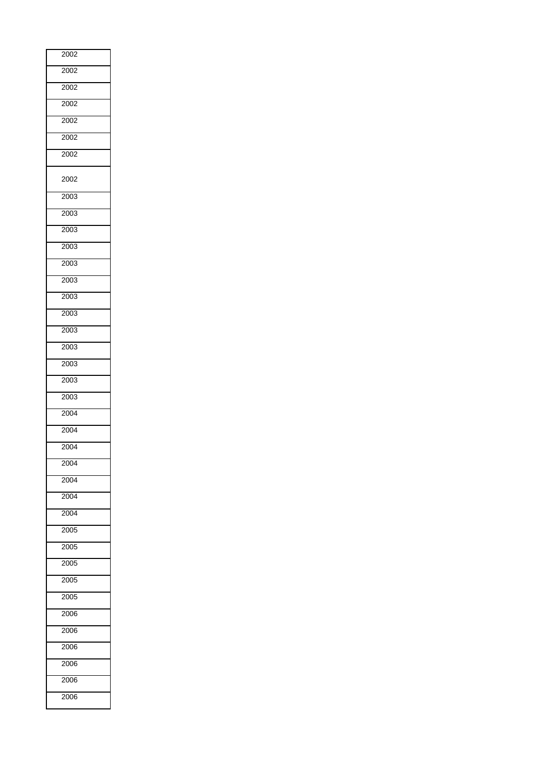| 2002 |
|---|
| 2002 |
| 2002 |
| 2002 |
| 2002 |
| 2002 |
| 2002 |
| 2002 |
| 2003 |
| 2003 |
| 2003 |
| 2003 |
| 2003 |
| 2003 |
| 2003 |
| 2003 |
| 2003 |
| 2003 |
| 2003 |
| 2003 |
| 2003 |
| 2004 |
| 2004 |
| 2004 |
| 2004 |
| 2004 |
| 2004 |
| 2004 |
| 2005 |
| 2005 |
| 2005 |
| 2005 |
| 2005 |
| 2006 |
| 2006 |
| 2006 |
| 2006 |
| 2006 |
| 2006 |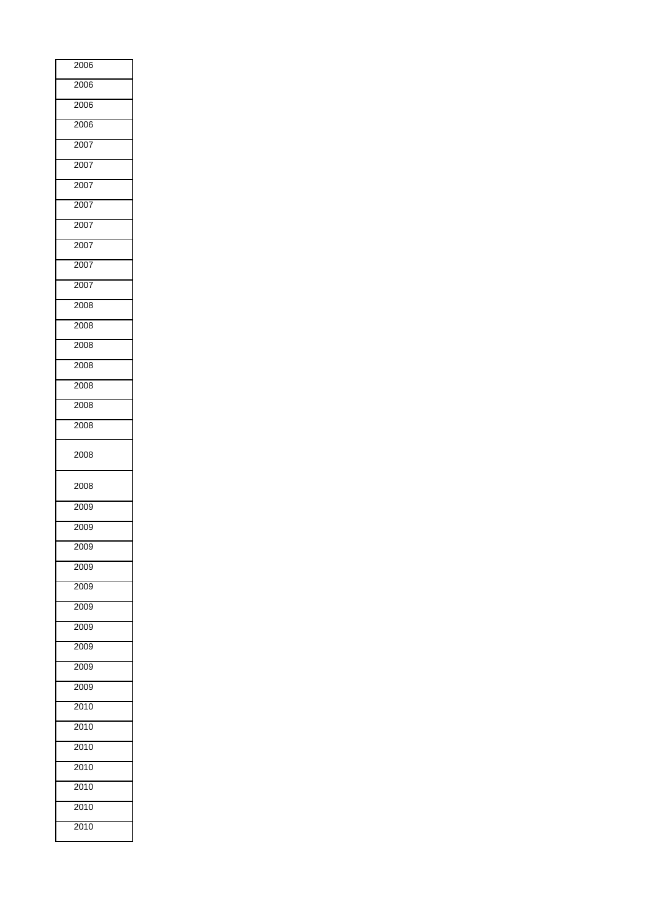| 2006 |
|---|
| 2006 |
| 2006 |
| 2006 |
| 2007 |
| 2007 |
| 2007 |
| 2007 |
| 2007 |
| 2007 |
| 2007 |
| 2007 |
| 2008 |
| 2008 |
| 2008 |
| 2008 |
| 2008 |
| 2008 |
| 2008 |
| 2008 |
| 2008 |
| 2009 |
| 2009 |
| 2009 |
| 2009 |
| 2009 |
| 2009 |
| 2009 |
| 2009 |
| 2009 |
| 2009 |
| 2010 |
| 2010 |
| 2010 |
| 2010 |
| 2010 |
| 2010 |
| 2010 |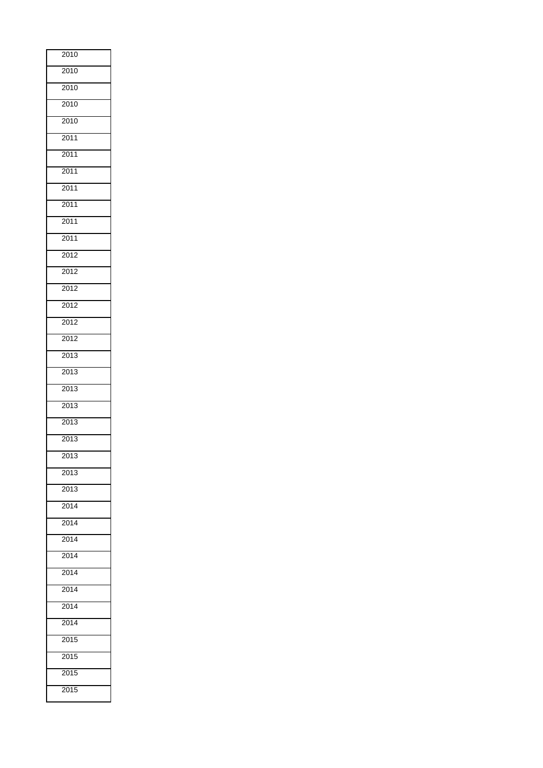| |
|---|
| 2010 |
| 2010 |
| 2010 |
| 2010 |
| 2010 |
| 2011 |
| 2011 |
| 2011 |
| 2011 |
| 2011 |
| 2011 |
| 2011 |
| 2012 |
| 2012 |
| 2012 |
| 2012 |
| 2012 |
| 2012 |
| 2013 |
| 2013 |
| 2013 |
| 2013 |
| 2013 |
| 2013 |
| 2013 |
| 2013 |
| 2013 |
| 2014 |
| 2014 |
| 2014 |
| 2014 |
| 2014 |
| 2014 |
| 2014 |
| 2014 |
| 2015 |
| 2015 |
| 2015 |
| 2015 |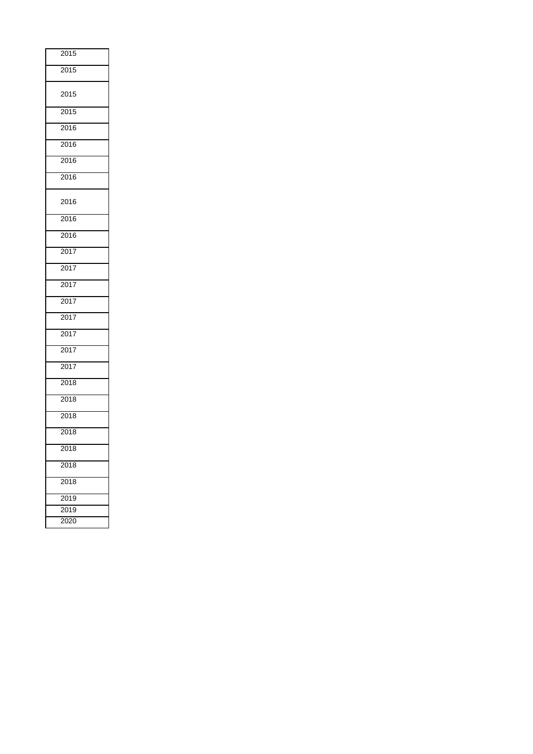| |
|---|
| 2015 |
| 2015 |
| 2015 |
| 2015 |
| 2016 |
| 2016 |
| 2016 |
| 2016 |
| 2016 |
| 2016 |
| 2016 |
| 2017 |
| 2017 |
| 2017 |
| 2017 |
| 2017 |
| 2017 |
| 2017 |
| 2017 |
| 2018 |
| 2018 |
| 2018 |
| 2018 |
| 2018 |
| 2018 |
| 2018 |
| 2019 |
| 2019 |
| 2020 |